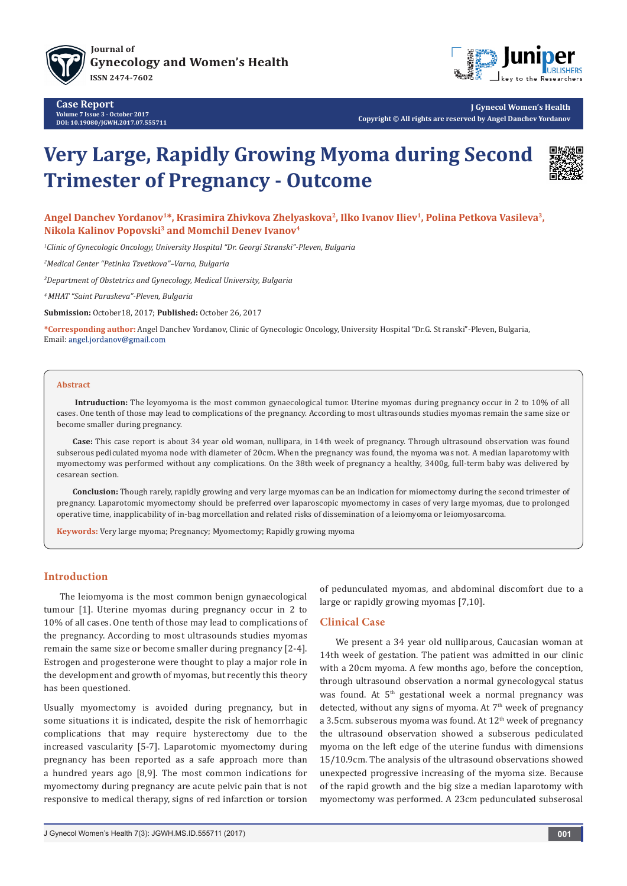Journal of
Gynecology and Women's Health
ISSN 2474-7602

**Case Report**
Volume 7 Issue 3 - October 2017
DOI: 10.19080/JGWH.2017.07.555711

J Gynecol Women's Health
Copyright © All rights are reserved by Angel Danchev Yordanov

# Very Large, Rapidly Growing Myoma during Second Trimester of Pregnancy - Outcome

**Angel Danchev Yordanov[1]*, Krasimira Zhivkova Zhelyaskova[2], Ilko Ivanov Iliev[1], Polina Petkova Vasileva[3], Nikola Kalinov Popovski[3] and Momchil Denev Ivanov[4]**

*[1]Clinic of Gynecologic Oncology, University Hospital "Dr. Georgi Stranski"-Pleven, Bulgaria*

*[2]Medical Center "Petinka Tzvetkova"–Varna, Bulgaria*

*[3]Department of Obstetrics and Gynecology, Medical University, Bulgaria*

*[4] MHAT "Saint Paraskeva"-Pleven, Bulgaria*

**Submission:** October18, 2017; **Published:** October 26, 2017

***Corresponding author:** Angel Danchev Yordanov, Clinic of Gynecologic Oncology, University Hospital "Dr.G. St ranski"-Pleven, Bulgaria, Email: angel.jordanov@gmail.com

## Abstract

**Intruduction:** The leyomyoma is the most common gynaecological tumor. Uterine myomas during pregnancy occur in 2 to 10% of all cases. One tenth of those may lead to complications of the pregnancy. According to most ultrasounds studies myomas remain the same size or become smaller during pregnancy.

**Case:** This case report is about 34 year old woman, nullipara, in 14th week of pregnancy. Through ultrasound observation was found subserous pediculated myoma node with diameter of 20cm. When the pregnancy was found, the myoma was not. A median laparotomy with myomectomy was performed without any complications. On the 38th week of pregnancy a healthy, 3400g, full-term baby was delivered by cesarean section.

**Conclusion:** Though rarely, rapidly growing and very large myomas can be an indication for miomectomy during the second trimester of pregnancy. Laparotomic myomectomy should be preferred over laparoscopic myomectomy in cases of very large myomas, due to prolonged operative time, inapplicability of in-bag morcellation and related risks of dissemination of a leiomyoma or leiomyosarcoma.

**Keywords:** Very large myoma; Pregnancy; Myomectomy; Rapidly growing myoma

## Introduction

The leiomyoma is the most common benign gynaecological tumour [1]. Uterine myomas during pregnancy occur in 2 to 10% of all cases. One tenth of those may lead to complications of the pregnancy. According to most ultrasounds studies myomas remain the same size or become smaller during pregnancy [2-4]. Estrogen and progesterone were thought to play a major role in the development and growth of myomas, but recently this theory has been questioned.

Usually myomectomy is avoided during pregnancy, but in some situations it is indicated, despite the risk of hemorrhagic complications that may require hysterectomy due to the increased vascularity [5-7]. Laparotomic myomectomy during pregnancy has been reported as a safe approach more than a hundred years ago [8,9]. The most common indications for myomectomy during pregnancy are acute pelvic pain that is not responsive to medical therapy, signs of red infarction or torsion of pedunculated myomas, and abdominal discomfort due to a large or rapidly growing myomas [7,10].

## Clinical Case

We present a 34 year old nulliparous, Caucasian woman at 14th week of gestation. The patient was admitted in our clinic with a 20cm myoma. A few months ago, before the conception, through ultrasound observation a normal gynecologycal status was found. At 5th gestational week a normal pregnancy was detected, without any signs of myoma. At 7th week of pregnancy a 3.5cm. subserous myoma was found. At 12th week of pregnancy the ultrasound observation showed a subserous pediculated myoma on the left edge of the uterine fundus with dimensions 15/10.9cm. The analysis of the ultrasound observations showed unexpected progressive increasing of the myoma size. Because of the rapid growth and the big size a median laparotomy with myomectomy was performed. A 23cm pedunculated subserosal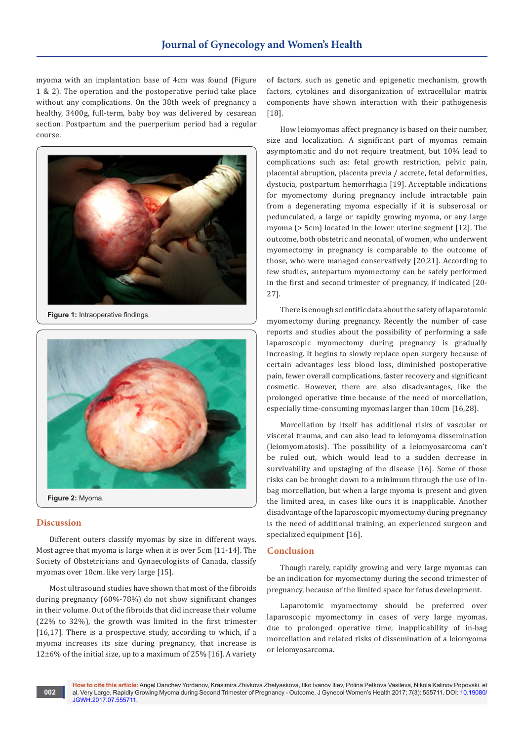myoma with an implantation base of 4cm was found (Figure 1 & 2). The operation and the postoperative period take place without any complications. On the 38th week of pregnancy a healthy, 3400g, full-term, baby boy was delivered by cesarean section. Postpartum and the puerperium period had a regular course.

**Figure 1:** Intraoperative findings.

**Figure 2:** Myoma.

## Discussion

Different outers classify myomas by size in different ways. Most agree that myoma is large when it is over 5cm [11-14]. The Society of Obstetricians and Gynaecologists of Canada, classify myomas over 10cm. like very large [15].

Most ultrasound studies have shown that most of the fibroids during pregnancy (60%-78%) do not show significant changes in their volume. Out of the fibroids that did increase their volume (22% to 32%), the growth was limited in the first trimester [16,17]. There is a prospective study, according to which, if a myoma increases its size during pregnancy, that increase is 12±6% of the initial size, up to a maximum of 25% [16]. A variety of factors, such as genetic and epigenetic mechanism, growth factors, cytokines and disorganization of extracellular matrix components have shown interaction with their pathogenesis [18].

How leiomyomas affect pregnancy is based on their number, size and localization. A significant part of myomas remain asymptomatic and do not require treatment, but 10% lead to complications such as: fetal growth restriction, pelvic pain, placental abruption, placenta previa / accrete, fetal deformities, dystocia, postpartum hemorrhagia [19]. Acceptable indications for myomectomy during pregnancy include intractable pain from a degenerating myoma especially if it is subserosal or pedunculated, a large or rapidly growing myoma, or any large myoma (> 5cm) located in the lower uterine segment [12]. The outcome, both obstetric and neonatal, of women, who underwent myomectomy in pregnancy is comparable to the outcome of those, who were managed conservatively [20,21]. According to few studies, antepartum myomectomy can be safely performed in the first and second trimester of pregnancy, if indicated [20-27].

There is enough scientific data about the safety of laparotomic myomectomy during pregnancy. Recently the number of case reports and studies about the possibility of performing a safe laparoscopic myomectomy during pregnancy is gradually increasing. It begins to slowly replace open surgery because of certain advantages less blood loss, diminished postoperative pain, fewer overall complications, faster recovery and significant cosmetic. However, there are also disadvantages, like the prolonged operative time because of the need of morcellation, especially time-consuming myomas larger than 10cm [16,28].

Morcellation by itself has additional risks of vascular or visceral trauma, and can also lead to leiomyoma dissemination (leiomyomatosis). The possibility of a leiomyosarcoma can't be ruled out, which would lead to a sudden decrease in survivability and upstaging of the disease [16]. Some of those risks can be brought down to a minimum through the use of in-bag morcellation, but when a large myoma is present and given the limited area, in cases like ours it is inapplicable. Another disadvantage of the laparoscopic myomectomy during pregnancy is the need of additional training, an experienced surgeon and specialized equipment [16].

## Conclusion

Though rarely, rapidly growing and very large myomas can be an indication for myomectomy during the second trimester of pregnancy, because of the limited space for fetus development.

Laparotomic myomectomy should be preferred over laparoscopic myomectomy in cases of very large myomas, due to prolonged operative time, inapplicability of in-bag morcellation and related risks of dissemination of a leiomyoma or leiomyosarcoma.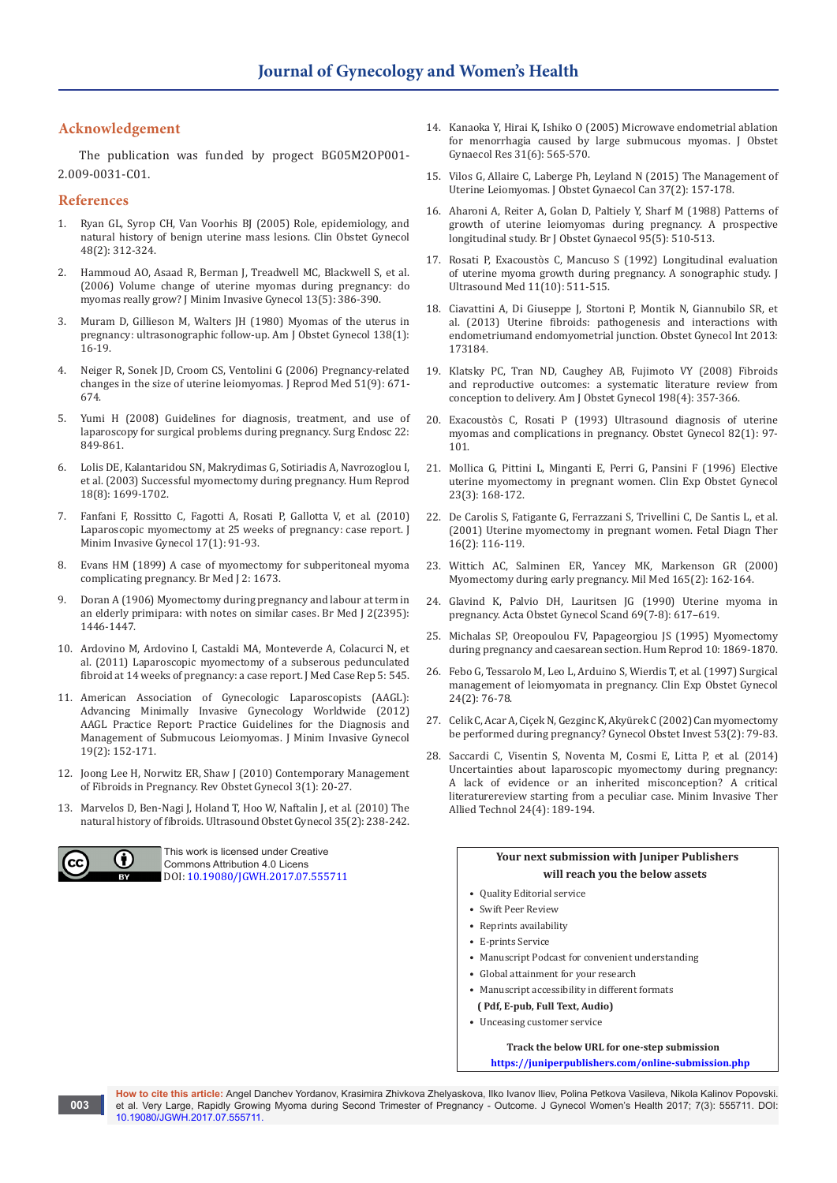## Acknowledgement

The publication was funded by progect BG05M2OP001-2.009-0031-C01.

## References

1. Ryan GL, Syrop CH, Van Voorhis BJ (2005) Role, epidemiology, and natural history of benign uterine mass lesions. Clin Obstet Gynecol 48(2): 312-324.
2. Hammoud AO, Asaad R, Berman J, Treadwell MC, Blackwell S, et al. (2006) Volume change of uterine myomas during pregnancy: do myomas really grow? J Minim Invasive Gynecol 13(5): 386-390.
3. Muram D, Gillieson M, Walters JH (1980) Myomas of the uterus in pregnancy: ultrasonographic follow-up. Am J Obstet Gynecol 138(1): 16-19.
4. Neiger R, Sonek JD, Croom CS, Ventolini G (2006) Pregnancy-related changes in the size of uterine leiomyomas. J Reprod Med 51(9): 671-674.
5. Yumi H (2008) Guidelines for diagnosis, treatment, and use of laparoscopy for surgical problems during pregnancy. Surg Endosc 22: 849-861.
6. Lolis DE, Kalantaridou SN, Makrydimas G, Sotiriadis A, Navrozoglou I, et al. (2003) Successful myomectomy during pregnancy. Hum Reprod 18(8): 1699-1702.
7. Fanfani F, Rossitto C, Fagotti A, Rosati P, Gallotta V, et al. (2010) Laparoscopic myomectomy at 25 weeks of pregnancy: case report. J Minim Invasive Gynecol 17(1): 91-93.
8. Evans HM (1899) A case of myomectomy for subperitoneal myoma complicating pregnancy. Br Med J 2: 1673.
9. Doran A (1906) Myomectomy during pregnancy and labour at term in an elderly primipara: with notes on similar cases. Br Med J 2(2395): 1446-1447.
10. Ardovino M, Ardovino I, Castaldi MA, Monteverde A, Colacurci N, et al. (2011) Laparoscopic myomectomy of a subserous pedunculated fibroid at 14 weeks of pregnancy: a case report. J Med Case Rep 5: 545.
11. American Association of Gynecologic Laparoscopists (AAGL): Advancing Minimally Invasive Gynecology Worldwide (2012) AAGL Practice Report: Practice Guidelines for the Diagnosis and Management of Submucous Leiomyomas. J Minim Invasive Gynecol 19(2): 152-171.
12. Joong Lee H, Norwitz ER, Shaw J (2010) Contemporary Management of Fibroids in Pregnancy. Rev Obstet Gynecol 3(1): 20-27.
13. Marvelos D, Ben-Nagi J, Holand T, Hoo W, Naftalin J, et al. (2010) The natural history of fibroids. Ultrasound Obstet Gynecol 35(2): 238-242.
14. Kanaoka Y, Hirai K, Ishiko O (2005) Microwave endometrial ablation for menorrhagia caused by large submucous myomas. J Obstet Gynaecol Res 31(6): 565-570.
15. Vilos G, Allaire C, Laberge Ph, Leyland N (2015) The Management of Uterine Leiomyomas. J Obstet Gynaecol Can 37(2): 157-178.
16. Aharoni A, Reiter A, Golan D, Paltiely Y, Sharf M (1988) Patterns of growth of uterine leiomyomas during pregnancy. A prospective longitudinal study. Br J Obstet Gynaecol 95(5): 510-513.
17. Rosati P, Exacoustòs C, Mancuso S (1992) Longitudinal evaluation of uterine myoma growth during pregnancy. A sonographic study. J Ultrasound Med 11(10): 511-515.
18. Ciavattini A, Di Giuseppe J, Stortoni P, Montik N, Giannubilo SR, et al. (2013) Uterine fibroids: pathogenesis and interactions with endometriumand endomyometrial junction. Obstet Gynecol Int 2013: 173184.
19. Klatsky PC, Tran ND, Caughey AB, Fujimoto VY (2008) Fibroids and reproductive outcomes: a systematic literature review from conception to delivery. Am J Obstet Gynecol 198(4): 357-366.
20. Exacoustòs C, Rosati P (1993) Ultrasound diagnosis of uterine myomas and complications in pregnancy. Obstet Gynecol 82(1): 97-101.
21. Mollica G, Pittini L, Minganti E, Perri G, Pansini F (1996) Elective uterine myomectomy in pregnant women. Clin Exp Obstet Gynecol 23(3): 168-172.
22. De Carolis S, Fatigante G, Ferrazzani S, Trivellini C, De Santis L, et al. (2001) Uterine myomectomy in pregnant women. Fetal Diagn Ther 16(2): 116-119.
23. Wittich AC, Salminen ER, Yancey MK, Markenson GR (2000) Myomectomy during early pregnancy. Mil Med 165(2): 162-164.
24. Glavind K, Palvio DH, Lauritsen JG (1990) Uterine myoma in pregnancy. Acta Obstet Gynecol Scand 69(7-8): 617–619.
25. Michalas SP, Oreopoulou FV, Papageorgiou JS (1995) Myomectomy during pregnancy and caesarean section. Hum Reprod 10: 1869-1870.
26. Febo G, Tessarolo M, Leo L, Arduino S, Wierdis T, et al. (1997) Surgical management of leiomyomata in pregnancy. Clin Exp Obstet Gynecol 24(2): 76-78.
27. Celik C, Acar A, Ciçek N, Gezginc K, Akyürek C (2002) Can myomectomy be performed during pregnancy? Gynecol Obstet Invest 53(2): 79-83.
28. Saccardi C, Visentin S, Noventa M, Cosmi E, Litta P, et al. (2014) Uncertainties about laparoscopic myomectomy during pregnancy: A lack of evidence or an inherited misconception? A critical literaturereview starting from a peculiar case. Minim Invasive Ther Allied Technol 24(4): 189-194.

This work is licensed under Creative Commons Attribution 4.0 Licens
DOI: 10.19080/JGWH.2017.07.555711

**Your next submission with Juniper Publishers will reach you the below assets**

- Quality Editorial service
- Swift Peer Review
- Reprints availability
- E-prints Service
- Manuscript Podcast for convenient understanding
- Global attainment for your research
- Manuscript accessibility in different formats

  **( Pdf, E-pub, Full Text, Audio)**
- Unceasing customer service

**Track the below URL for one-step submission**
**https://juniperpublishers.com/online-submission.php**

**How to cite this article:** Angel Danchev Yordanov, Krasimira Zhivkova Zhelyaskova, Ilko Ivanov Iliev, Polina Petkova Vasileva, Nikola Kalinov Popovski. et al. Very Large, Rapidly Growing Myoma during Second Trimester of Pregnancy - Outcome. J Gynecol Women's Health 2017; 7(3): 555711. DOI: 10.19080/JGWH.2017.07.555711.